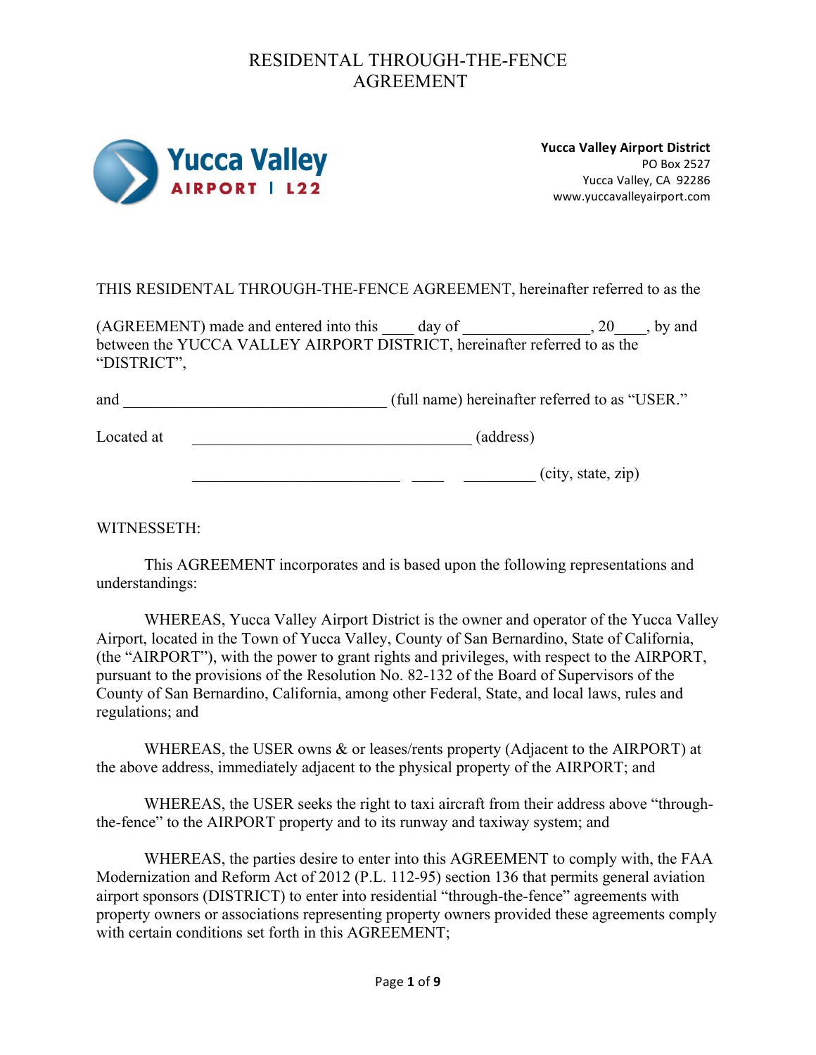# RESIDENTAL THROUGH-THE-FENCE AGREEMENT

**Yucca Valley Airport District**
PO Box 2527
Yucca Valley, CA 92286
www.yuccavalleyairport.com

THIS RESIDENTAL THROUGH-THE-FENCE AGREEMENT, hereinafter referred to as the

(AGREEMENT) made and entered into this ____ day of ________________, 20____, by and between the YUCCA VALLEY AIRPORT DISTRICT, hereinafter referred to as the "DISTRICT",

and _________________________________ (full name) hereinafter referred to as "USER."

Located at ___________________________________ (address)

__________________________ ____ _________ (city, state, zip)

WITNESSETH:

This AGREEMENT incorporates and is based upon the following representations and understandings:

WHEREAS, Yucca Valley Airport District is the owner and operator of the Yucca Valley Airport, located in the Town of Yucca Valley, County of San Bernardino, State of California, (the "AIRPORT"), with the power to grant rights and privileges, with respect to the AIRPORT, pursuant to the provisions of the Resolution No. 82-132 of the Board of Supervisors of the County of San Bernardino, California, among other Federal, State, and local laws, rules and regulations; and

WHEREAS, the USER owns & or leases/rents property (Adjacent to the AIRPORT) at the above address, immediately adjacent to the physical property of the AIRPORT; and

WHEREAS, the USER seeks the right to taxi aircraft from their address above "through-the-fence" to the AIRPORT property and to its runway and taxiway system; and

WHEREAS, the parties desire to enter into this AGREEMENT to comply with, the FAA Modernization and Reform Act of 2012 (P.L. 112-95) section 136 that permits general aviation airport sponsors (DISTRICT) to enter into residential "through-the-fence" agreements with property owners or associations representing property owners provided these agreements comply with certain conditions set forth in this AGREEMENT;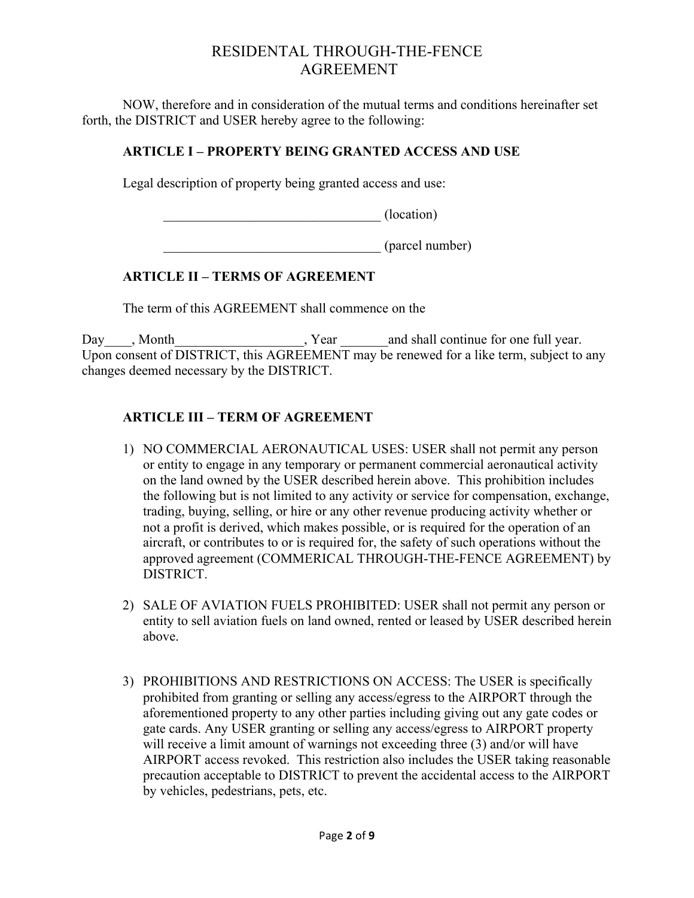# RESIDENTAL THROUGH-THE-FENCE AGREEMENT

NOW, therefore and in consideration of the mutual terms and conditions hereinafter set forth, the DISTRICT and USER hereby agree to the following:

**ARTICLE I – PROPERTY BEING GRANTED ACCESS AND USE**

Legal description of property being granted access and use:

_________________________________ (location)

_________________________________ (parcel number)

**ARTICLE II – TERMS OF AGREEMENT**

The term of this AGREEMENT shall commence on the

Day____, Month___________________, Year _______and shall continue for one full year. Upon consent of DISTRICT, this AGREEMENT may be renewed for a like term, subject to any changes deemed necessary by the DISTRICT.

**ARTICLE III – TERM OF AGREEMENT**

1) NO COMMERCIAL AERONAUTICAL USES: USER shall not permit any person or entity to engage in any temporary or permanent commercial aeronautical activity on the land owned by the USER described herein above. This prohibition includes the following but is not limited to any activity or service for compensation, exchange, trading, buying, selling, or hire or any other revenue producing activity whether or not a profit is derived, which makes possible, or is required for the operation of an aircraft, or contributes to or is required for, the safety of such operations without the approved agreement (COMMERICAL THROUGH-THE-FENCE AGREEMENT) by DISTRICT.

2) SALE OF AVIATION FUELS PROHIBITED: USER shall not permit any person or entity to sell aviation fuels on land owned, rented or leased by USER described herein above.

3) PROHIBITIONS AND RESTRICTIONS ON ACCESS: The USER is specifically prohibited from granting or selling any access/egress to the AIRPORT through the aforementioned property to any other parties including giving out any gate codes or gate cards. Any USER granting or selling any access/egress to AIRPORT property will receive a limit amount of warnings not exceeding three (3) and/or will have AIRPORT access revoked. This restriction also includes the USER taking reasonable precaution acceptable to DISTRICT to prevent the accidental access to the AIRPORT by vehicles, pedestrians, pets, etc.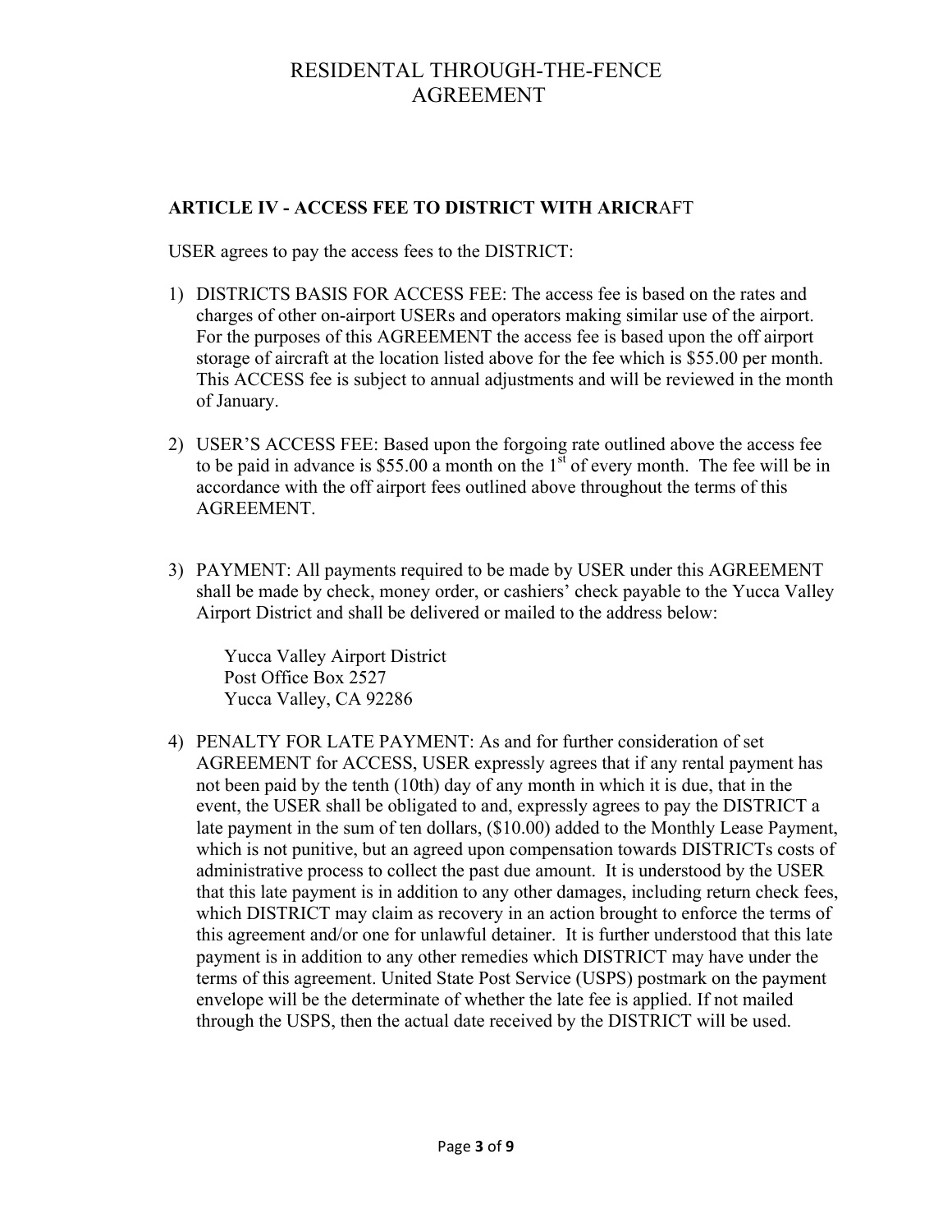# RESIDENTAL THROUGH-THE-FENCE AGREEMENT

**ARTICLE IV - ACCESS FEE TO DISTRICT WITH ARICR**AFT

USER agrees to pay the access fees to the DISTRICT:

1) DISTRICTS BASIS FOR ACCESS FEE: The access fee is based on the rates and charges of other on-airport USERs and operators making similar use of the airport. For the purposes of this AGREEMENT the access fee is based upon the off airport storage of aircraft at the location listed above for the fee which is $55.00 per month. This ACCESS fee is subject to annual adjustments and will be reviewed in the month of January.

2) USER'S ACCESS FEE: Based upon the forgoing rate outlined above the access fee to be paid in advance is $55.00 a month on the 1st of every month. The fee will be in accordance with the off airport fees outlined above throughout the terms of this AGREEMENT.

3) PAYMENT: All payments required to be made by USER under this AGREEMENT shall be made by check, money order, or cashiers' check payable to the Yucca Valley Airport District and shall be delivered or mailed to the address below:

   Yucca Valley Airport District
   Post Office Box 2527
   Yucca Valley, CA 92286

4) PENALTY FOR LATE PAYMENT: As and for further consideration of set AGREEMENT for ACCESS, USER expressly agrees that if any rental payment has not been paid by the tenth (10th) day of any month in which it is due, that in the event, the USER shall be obligated to and, expressly agrees to pay the DISTRICT a late payment in the sum of ten dollars, ($10.00) added to the Monthly Lease Payment, which is not punitive, but an agreed upon compensation towards DISTRICTs costs of administrative process to collect the past due amount. It is understood by the USER that this late payment is in addition to any other damages, including return check fees, which DISTRICT may claim as recovery in an action brought to enforce the terms of this agreement and/or one for unlawful detainer. It is further understood that this late payment is in addition to any other remedies which DISTRICT may have under the terms of this agreement. United State Post Service (USPS) postmark on the payment envelope will be the determinate of whether the late fee is applied. If not mailed through the USPS, then the actual date received by the DISTRICT will be used.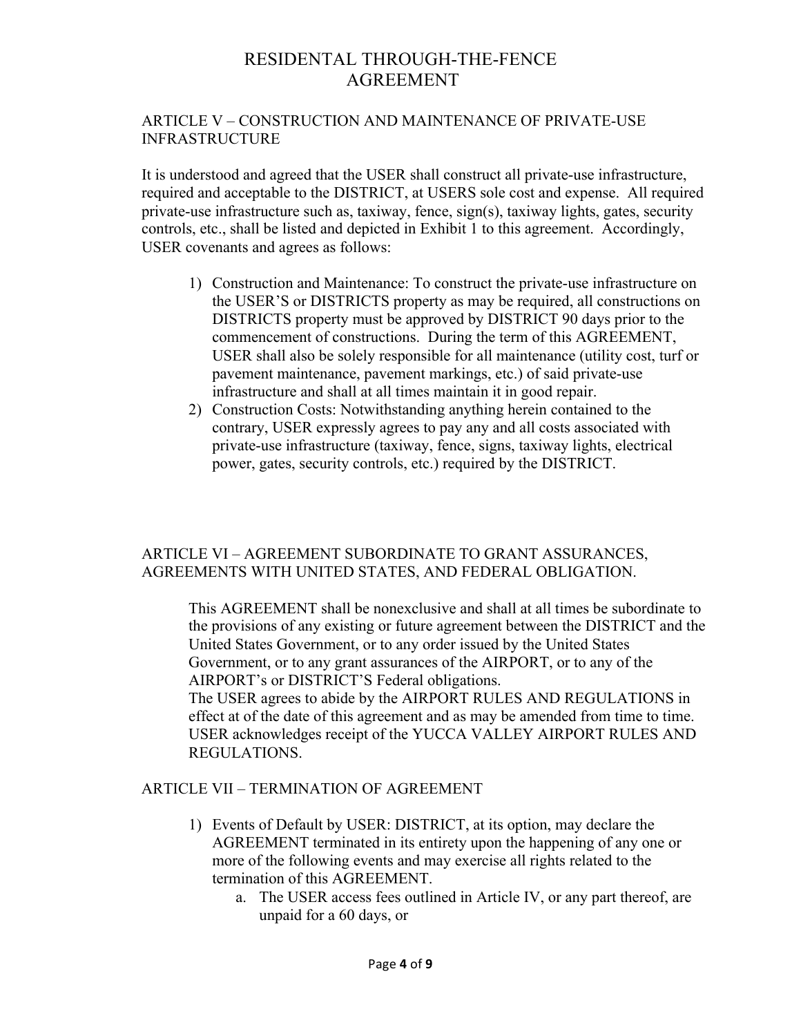# RESIDENTAL THROUGH-THE-FENCE AGREEMENT

## ARTICLE V – CONSTRUCTION AND MAINTENANCE OF PRIVATE-USE INFRASTRUCTURE

It is understood and agreed that the USER shall construct all private-use infrastructure, required and acceptable to the DISTRICT, at USERS sole cost and expense. All required private-use infrastructure such as, taxiway, fence, sign(s), taxiway lights, gates, security controls, etc., shall be listed and depicted in Exhibit 1 to this agreement. Accordingly, USER covenants and agrees as follows:

1) Construction and Maintenance: To construct the private-use infrastructure on the USER'S or DISTRICTS property as may be required, all constructions on DISTRICTS property must be approved by DISTRICT 90 days prior to the commencement of constructions. During the term of this AGREEMENT, USER shall also be solely responsible for all maintenance (utility cost, turf or pavement maintenance, pavement markings, etc.) of said private-use infrastructure and shall at all times maintain it in good repair.
2) Construction Costs: Notwithstanding anything herein contained to the contrary, USER expressly agrees to pay any and all costs associated with private-use infrastructure (taxiway, fence, signs, taxiway lights, electrical power, gates, security controls, etc.) required by the DISTRICT.

## ARTICLE VI – AGREEMENT SUBORDINATE TO GRANT ASSURANCES, AGREEMENTS WITH UNITED STATES, AND FEDERAL OBLIGATION.

This AGREEMENT shall be nonexclusive and shall at all times be subordinate to the provisions of any existing or future agreement between the DISTRICT and the United States Government, or to any order issued by the United States Government, or to any grant assurances of the AIRPORT, or to any of the AIRPORT's or DISTRICT'S Federal obligations.
The USER agrees to abide by the AIRPORT RULES AND REGULATIONS in effect at of the date of this agreement and as may be amended from time to time. USER acknowledges receipt of the YUCCA VALLEY AIRPORT RULES AND REGULATIONS.

## ARTICLE VII – TERMINATION OF AGREEMENT

1) Events of Default by USER: DISTRICT, at its option, may declare the AGREEMENT terminated in its entirety upon the happening of any one or more of the following events and may exercise all rights related to the termination of this AGREEMENT.
    a. The USER access fees outlined in Article IV, or any part thereof, are unpaid for a 60 days, or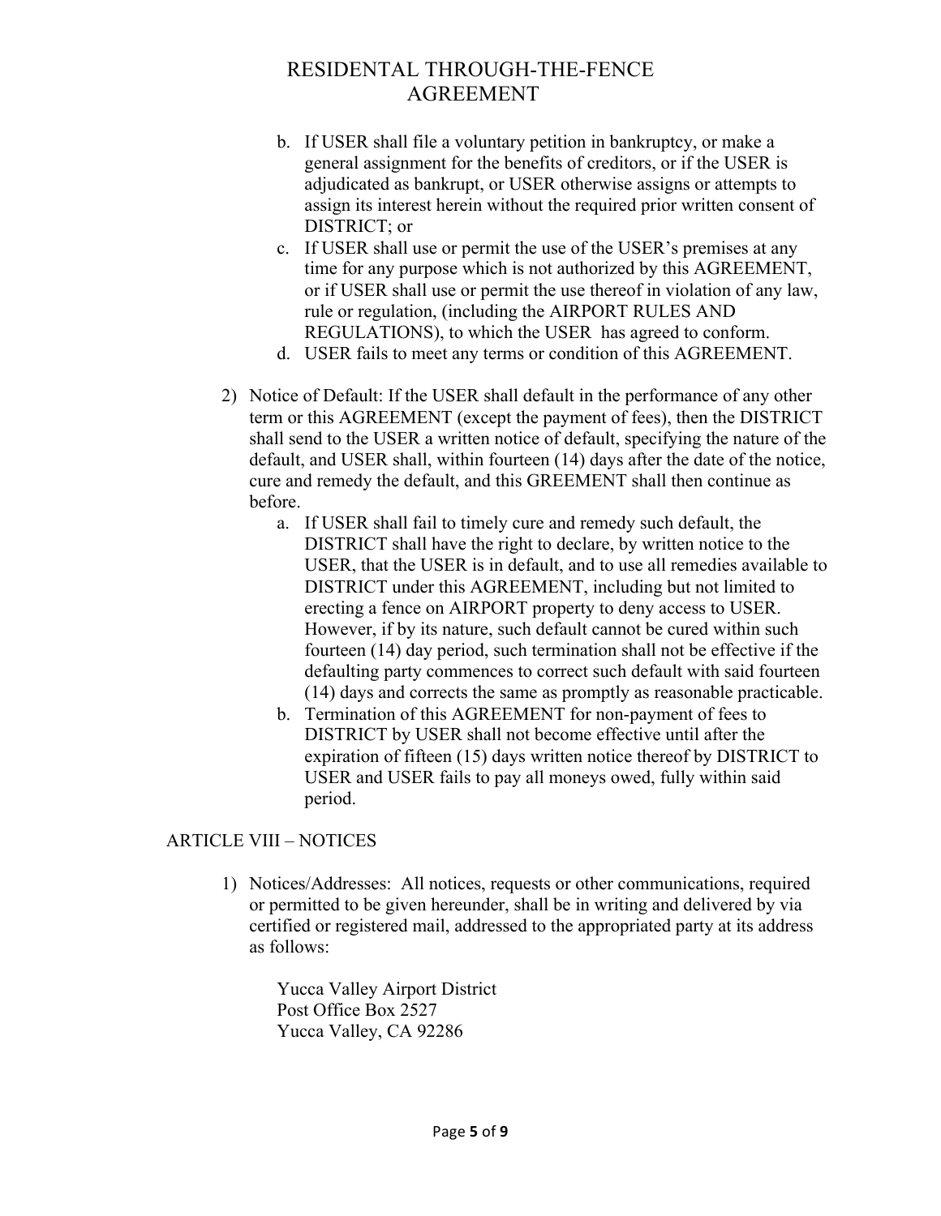b. If USER shall file a voluntary petition in bankruptcy, or make a general assignment for the benefits of creditors, or if the USER is adjudicated as bankrupt, or USER otherwise assigns or attempts to assign its interest herein without the required prior written consent of DISTRICT; or
c. If USER shall use or permit the use of the USER's premises at any time for any purpose which is not authorized by this AGREEMENT, or if USER shall use or permit the use thereof in violation of any law, rule or regulation, (including the AIRPORT RULES AND REGULATIONS), to which the USER has agreed to conform.
d. USER fails to meet any terms or condition of this AGREEMENT.

2) Notice of Default: If the USER shall default in the performance of any other term or this AGREEMENT (except the payment of fees), then the DISTRICT shall send to the USER a written notice of default, specifying the nature of the default, and USER shall, within fourteen (14) days after the date of the notice, cure and remedy the default, and this GREEMENT shall then continue as before.
   a. If USER shall fail to timely cure and remedy such default, the DISTRICT shall have the right to declare, by written notice to the USER, that the USER is in default, and to use all remedies available to DISTRICT under this AGREEMENT, including but not limited to erecting a fence on AIRPORT property to deny access to USER. However, if by its nature, such default cannot be cured within such fourteen (14) day period, such termination shall not be effective if the defaulting party commences to correct such default with said fourteen (14) days and corrects the same as promptly as reasonable practicable.
   b. Termination of this AGREEMENT for non-payment of fees to DISTRICT by USER shall not become effective until after the expiration of fifteen (15) days written notice thereof by DISTRICT to USER and USER fails to pay all moneys owed, fully within said period.

## ARTICLE VIII – NOTICES

1) Notices/Addresses: All notices, requests or other communications, required or permitted to be given hereunder, shall be in writing and delivered by via certified or registered mail, addressed to the appropriated party at its address as follows:

   Yucca Valley Airport District
   Post Office Box 2527
   Yucca Valley, CA 92286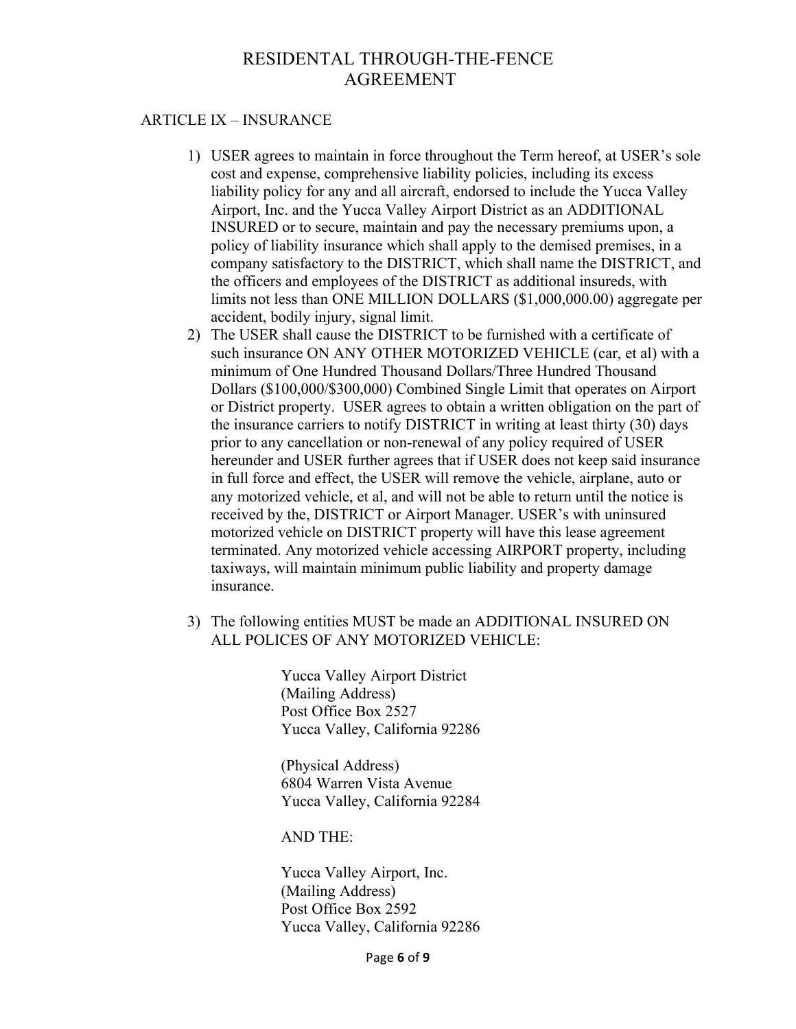## ARTICLE IX – INSURANCE

1) USER agrees to maintain in force throughout the Term hereof, at USER's sole cost and expense, comprehensive liability policies, including its excess liability policy for any and all aircraft, endorsed to include the Yucca Valley Airport, Inc. and the Yucca Valley Airport District as an ADDITIONAL INSURED or to secure, maintain and pay the necessary premiums upon, a policy of liability insurance which shall apply to the demised premises, in a company satisfactory to the DISTRICT, which shall name the DISTRICT, and the officers and employees of the DISTRICT as additional insureds, with limits not less than ONE MILLION DOLLARS ($1,000,000.00) aggregate per accident, bodily injury, signal limit.
2) The USER shall cause the DISTRICT to be furnished with a certificate of such insurance ON ANY OTHER MOTORIZED VEHICLE (car, et al) with a minimum of One Hundred Thousand Dollars/Three Hundred Thousand Dollars ($100,000/$300,000) Combined Single Limit that operates on Airport or District property. USER agrees to obtain a written obligation on the part of the insurance carriers to notify DISTRICT in writing at least thirty (30) days prior to any cancellation or non-renewal of any policy required of USER hereunder and USER further agrees that if USER does not keep said insurance in full force and effect, the USER will remove the vehicle, airplane, auto or any motorized vehicle, et al, and will not be able to return until the notice is received by the, DISTRICT or Airport Manager. USER's with uninsured motorized vehicle on DISTRICT property will have this lease agreement terminated. Any motorized vehicle accessing AIRPORT property, including taxiways, will maintain minimum public liability and property damage insurance.

3) The following entities MUST be made an ADDITIONAL INSURED ON ALL POLICES OF ANY MOTORIZED VEHICLE:

   Yucca Valley Airport District
   (Mailing Address)
   Post Office Box 2527
   Yucca Valley, California 92286

   (Physical Address)
   6804 Warren Vista Avenue
   Yucca Valley, California 92284

   AND THE:

   Yucca Valley Airport, Inc.
   (Mailing Address)
   Post Office Box 2592
   Yucca Valley, California 92286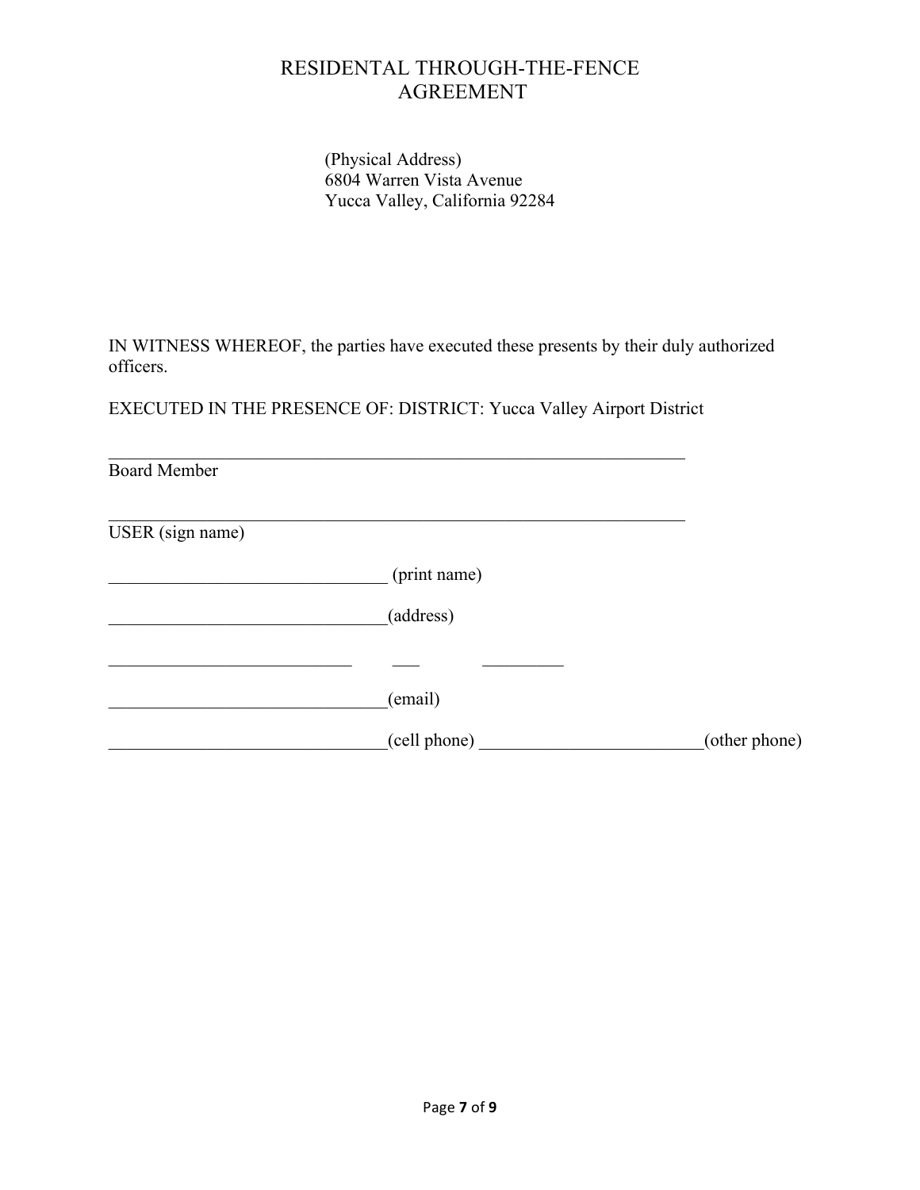# RESIDENTAL THROUGH-THE-FENCE AGREEMENT

(Physical Address)
6804 Warren Vista Avenue
Yucca Valley, California 92284

IN WITNESS WHEREOF, the parties have executed these presents by their duly authorized officers.

EXECUTED IN THE PRESENCE OF: DISTRICT: Yucca Valley Airport District

_________________________________________________________________
Board Member

_________________________________________________________________
USER (sign name)

_______________________________ (print name)

_______________________________(address)

___________________________ ___ _________

_______________________________(email)

_______________________________(cell phone) ________________________(other phone)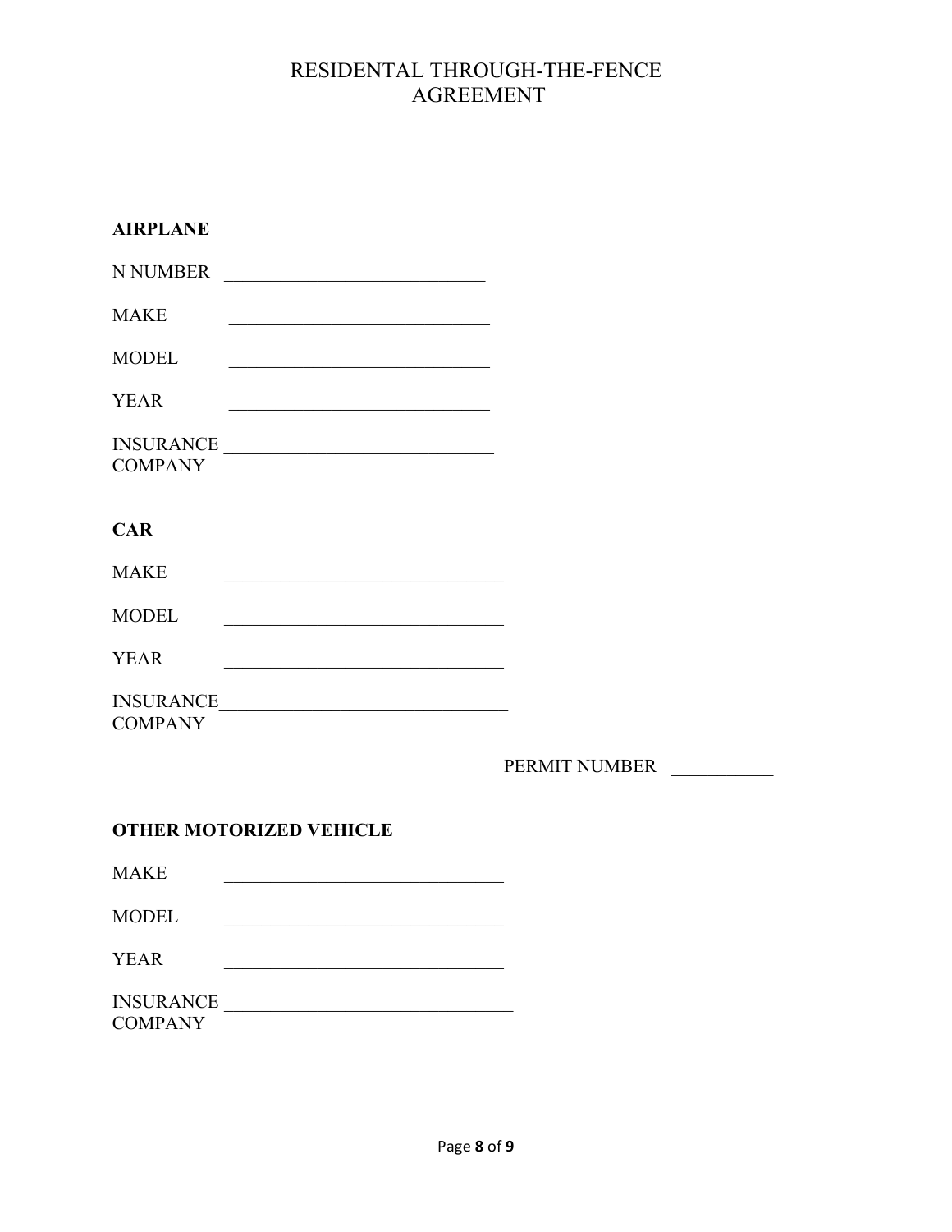# RESIDENTAL THROUGH-THE-FENCE AGREEMENT

**AIRPLANE**

N NUMBER ____________________________

MAKE ____________________________

MODEL ____________________________

YEAR ____________________________

INSURANCE COMPANY ____________________________

**CAR**

MAKE ______________________________

MODEL ______________________________

YEAR ______________________________

INSURANCE COMPANY ______________________________

PERMIT NUMBER ___________

**OTHER MOTORIZED VEHICLE**

MAKE ______________________________

MODEL ______________________________

YEAR ______________________________

INSURANCE COMPANY ______________________________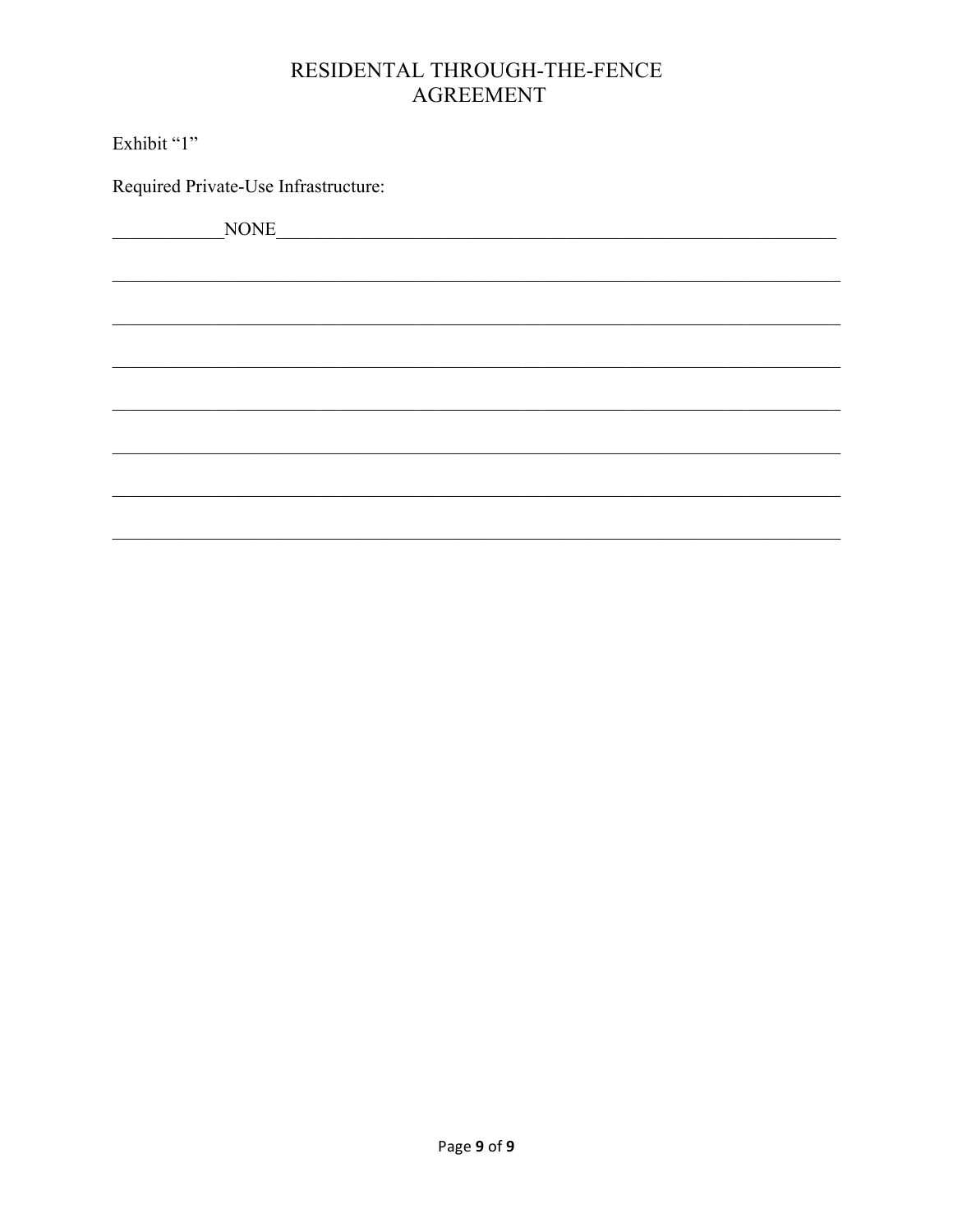# RESIDENTAL THROUGH-THE-FENCE AGREEMENT

Exhibit "1"

Required Private-Use Infrastructure:

____________NONE________________________________________________________________

________________________________________________________________________________

________________________________________________________________________________

________________________________________________________________________________

________________________________________________________________________________

________________________________________________________________________________

________________________________________________________________________________

________________________________________________________________________________